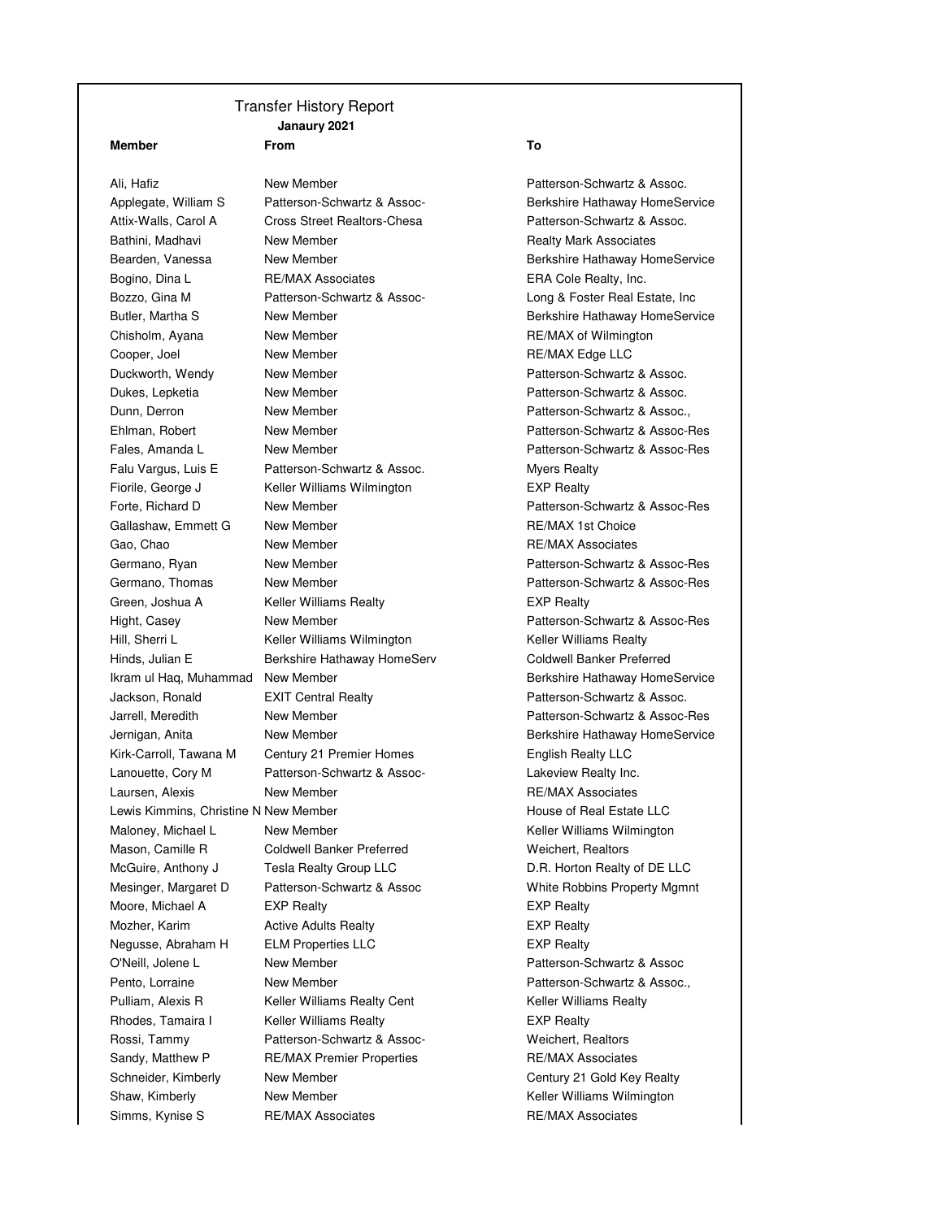# Transfer History Report

**Janaury 2021**

| Member | From | To |
|---|---|---|
| Ali, Hafiz | New Member | Patterson-Schwartz & Assoc. |
| Applegate, William S | Patterson-Schwartz & Assoc- | Berkshire Hathaway HomeService |
| Attix-Walls, Carol A | Cross Street Realtors-Chesa | Patterson-Schwartz & Assoc. |
| Bathini, Madhavi | New Member | Realty Mark Associates |
| Bearden, Vanessa | New Member | Berkshire Hathaway HomeService |
| Bogino, Dina L | RE/MAX Associates | ERA Cole Realty, Inc. |
| Bozzo, Gina M | Patterson-Schwartz & Assoc- | Long & Foster Real Estate, Inc |
| Butler, Martha S | New Member | Berkshire Hathaway HomeService |
| Chisholm, Ayana | New Member | RE/MAX of Wilmington |
| Cooper, Joel | New Member | RE/MAX Edge LLC |
| Duckworth, Wendy | New Member | Patterson-Schwartz & Assoc. |
| Dukes, Lepketia | New Member | Patterson-Schwartz & Assoc. |
| Dunn, Derron | New Member | Patterson-Schwartz & Assoc., |
| Ehlman, Robert | New Member | Patterson-Schwartz & Assoc-Res |
| Fales, Amanda L | New Member | Patterson-Schwartz & Assoc-Res |
| Falu Vargus, Luis E | Patterson-Schwartz & Assoc. | Myers Realty |
| Fiorile, George J | Keller Williams Wilmington | EXP Realty |
| Forte, Richard D | New Member | Patterson-Schwartz & Assoc-Res |
| Gallashaw, Emmett G | New Member | RE/MAX 1st Choice |
| Gao, Chao | New Member | RE/MAX Associates |
| Germano, Ryan | New Member | Patterson-Schwartz & Assoc-Res |
| Germano, Thomas | New Member | Patterson-Schwartz & Assoc-Res |
| Green, Joshua A | Keller Williams Realty | EXP Realty |
| Hight, Casey | New Member | Patterson-Schwartz & Assoc-Res |
| Hill, Sherri L | Keller Williams Wilmington | Keller Williams Realty |
| Hinds, Julian E | Berkshire Hathaway HomeServ | Coldwell Banker Preferred |
| Ikram ul Haq, Muhammad | New Member | Berkshire Hathaway HomeService |
| Jackson, Ronald | EXIT Central Realty | Patterson-Schwartz & Assoc. |
| Jarrell, Meredith | New Member | Patterson-Schwartz & Assoc-Res |
| Jernigan, Anita | New Member | Berkshire Hathaway HomeService |
| Kirk-Carroll, Tawana M | Century 21 Premier Homes | English Realty LLC |
| Lanouette, Cory M | Patterson-Schwartz & Assoc- | Lakeview Realty Inc. |
| Laursen, Alexis | New Member | RE/MAX Associates |
| Lewis Kimmins, Christine N | New Member | House of Real Estate LLC |
| Maloney, Michael L | New Member | Keller Williams Wilmington |
| Mason, Camille R | Coldwell Banker Preferred | Weichert, Realtors |
| McGuire, Anthony J | Tesla Realty Group LLC | D.R. Horton Realty of DE LLC |
| Mesinger, Margaret D | Patterson-Schwartz & Assoc | White Robbins Property Mgmnt |
| Moore, Michael A | EXP Realty | EXP Realty |
| Mozher, Karim | Active Adults Realty | EXP Realty |
| Negusse, Abraham H | ELM Properties LLC | EXP Realty |
| O'Neill, Jolene L | New Member | Patterson-Schwartz & Assoc |
| Pento, Lorraine | New Member | Patterson-Schwartz & Assoc., |
| Pulliam, Alexis R | Keller Williams Realty Cent | Keller Williams Realty |
| Rhodes, Tamaira I | Keller Williams Realty | EXP Realty |
| Rossi, Tammy | Patterson-Schwartz & Assoc- | Weichert, Realtors |
| Sandy, Matthew P | RE/MAX Premier Properties | RE/MAX Associates |
| Schneider, Kimberly | New Member | Century 21 Gold Key Realty |
| Shaw, Kimberly | New Member | Keller Williams Wilmington |
| Simms, Kynise S | RE/MAX Associates | RE/MAX Associates |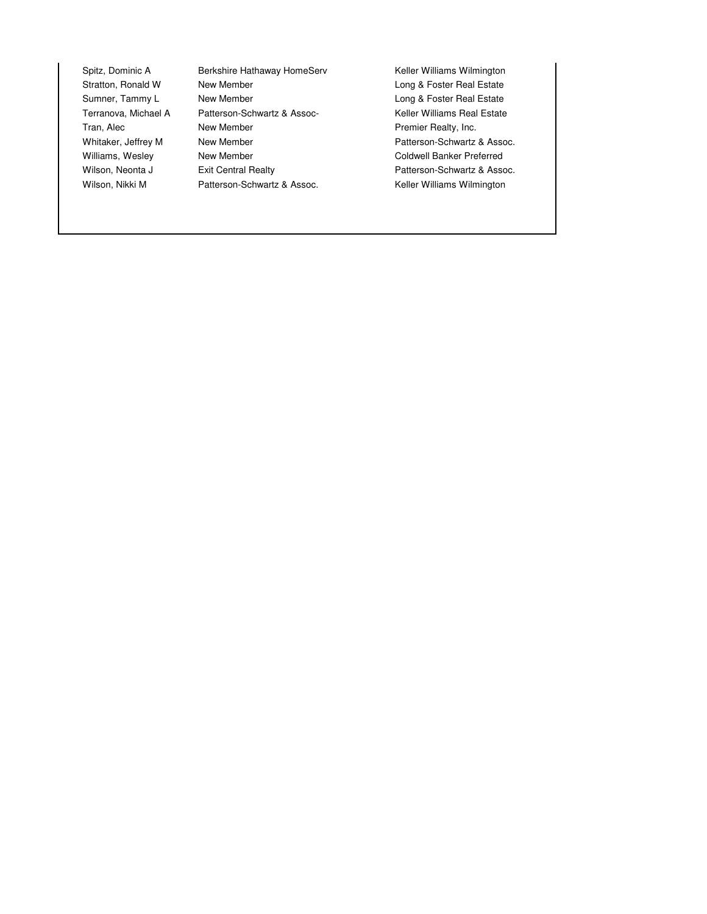| | | |
|---|---|---|
| Spitz, Dominic A | Berkshire Hathaway HomeServ | Keller Williams Wilmington |
| Stratton, Ronald W | New Member | Long & Foster Real Estate |
| Sumner, Tammy L | New Member | Long & Foster Real Estate |
| Terranova, Michael A | Patterson-Schwartz & Assoc- | Keller Williams Real Estate |
| Tran, Alec | New Member | Premier Realty, Inc. |
| Whitaker, Jeffrey M | New Member | Patterson-Schwartz & Assoc. |
| Williams, Wesley | New Member | Coldwell Banker Preferred |
| Wilson, Neonta J | Exit Central Realty | Patterson-Schwartz & Assoc. |
| Wilson, Nikki M | Patterson-Schwartz & Assoc. | Keller Williams Wilmington |